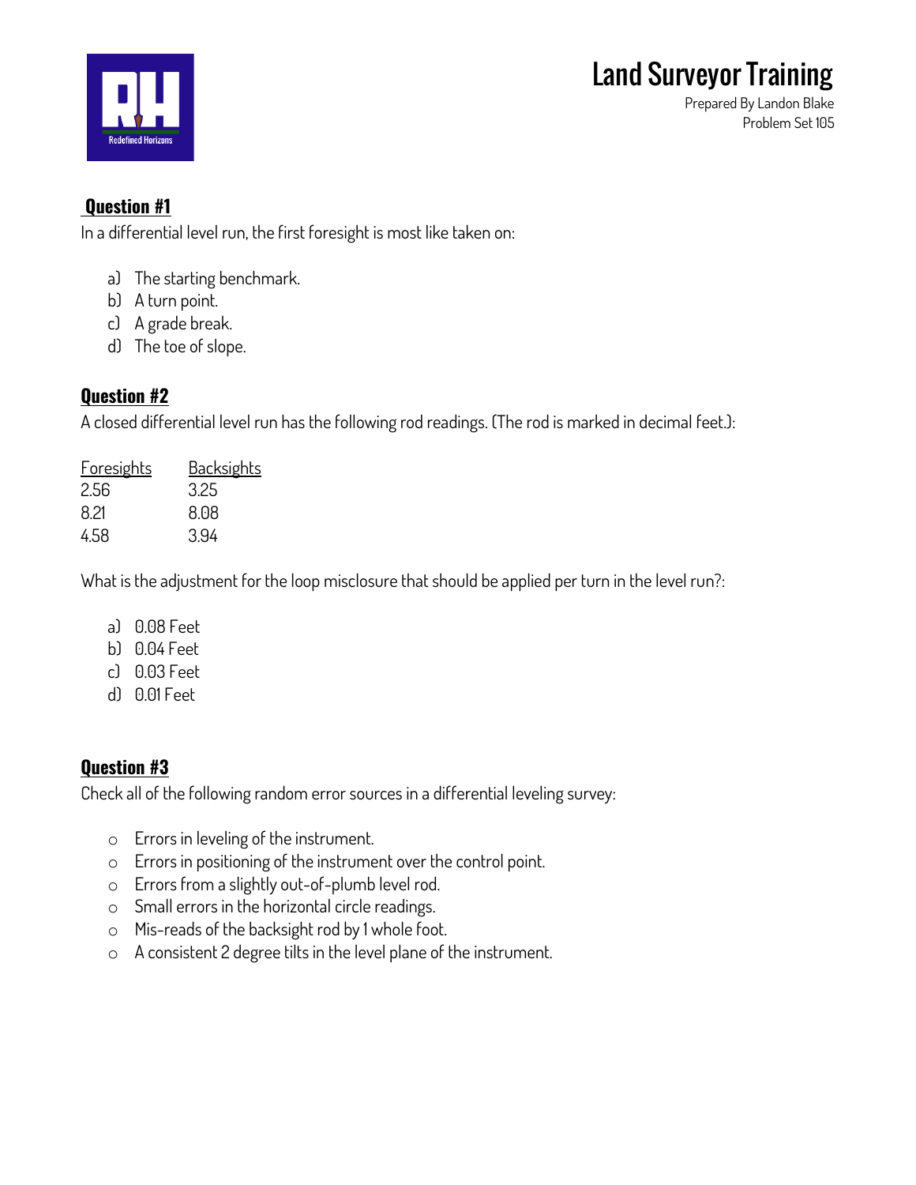# Land Surveyor Training

Prepared By Landon Blake
Problem Set 105

## Question #1

In a differential level run, the first foresight is most like taken on:

a) The starting benchmark.
b) A turn point.
c) A grade break.
d) The toe of slope.

## Question #2

A closed differential level run has the following rod readings. (The rod is marked in decimal feet.):

| Foresights | Backsights |
|---|---|
| 2.56 | 3.25 |
| 8.21 | 8.08 |
| 4.58 | 3.94 |

What is the adjustment for the loop misclosure that should be applied per turn in the level run?:

a) 0.08 Feet
b) 0.04 Feet
c) 0.03 Feet
d) 0.01 Feet

## Question #3

Check all of the following random error sources in a differential leveling survey:

- Errors in leveling of the instrument.
- Errors in positioning of the instrument over the control point.
- Errors from a slightly out-of-plumb level rod.
- Small errors in the horizontal circle readings.
- Mis-reads of the backsight rod by 1 whole foot.
- A consistent 2 degree tilts in the level plane of the instrument.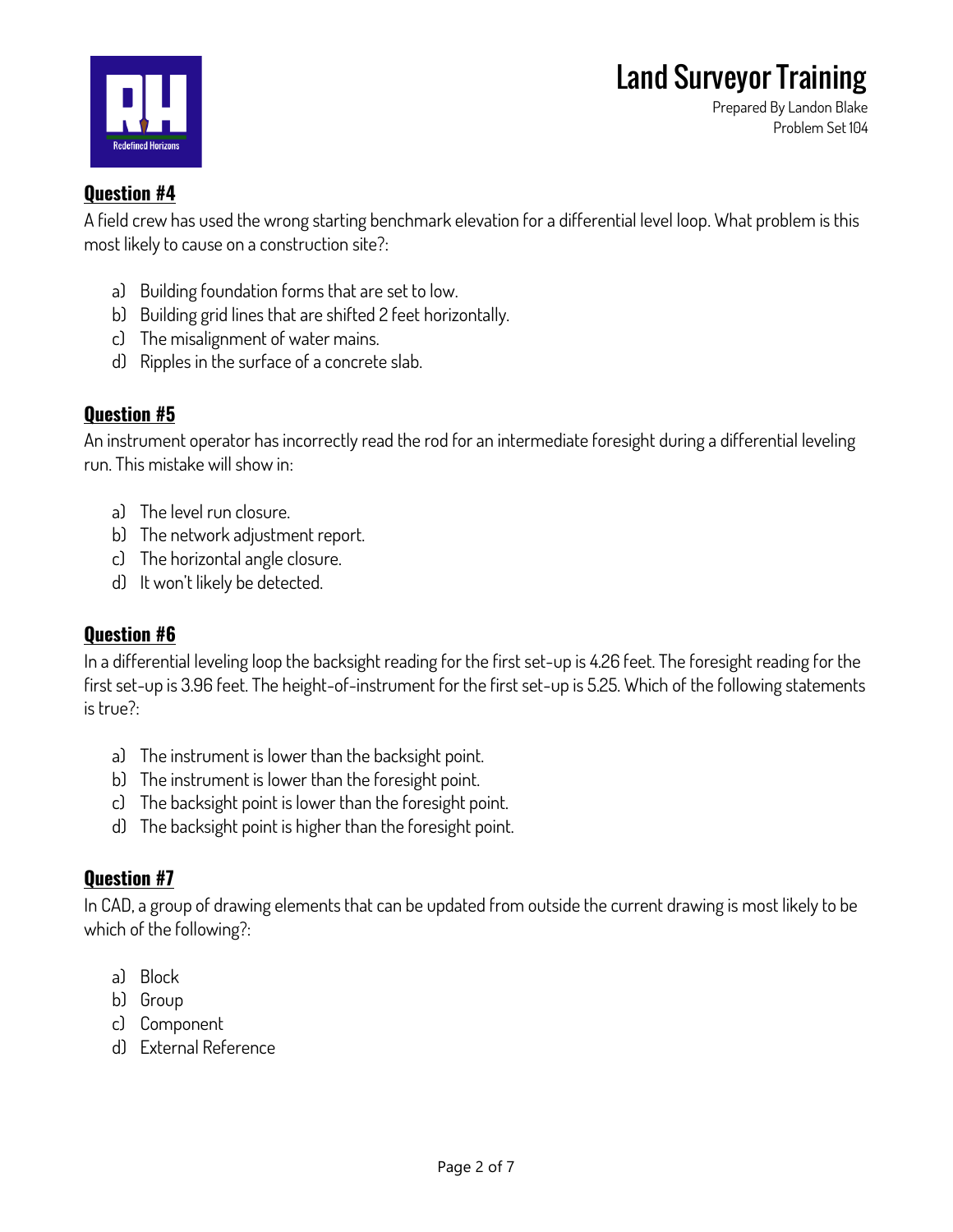## Question #4

A field crew has used the wrong starting benchmark elevation for a differential level loop. What problem is this most likely to cause on a construction site?:

a) Building foundation forms that are set to low.
b) Building grid lines that are shifted 2 feet horizontally.
c) The misalignment of water mains.
d) Ripples in the surface of a concrete slab.

## Question #5

An instrument operator has incorrectly read the rod for an intermediate foresight during a differential leveling run. This mistake will show in:

a) The level run closure.
b) The network adjustment report.
c) The horizontal angle closure.
d) It won't likely be detected.

## Question #6

In a differential leveling loop the backsight reading for the first set-up is 4.26 feet. The foresight reading for the first set-up is 3.96 feet. The height-of-instrument for the first set-up is 5.25. Which of the following statements is true?:

a) The instrument is lower than the backsight point.
b) The instrument is lower than the foresight point.
c) The backsight point is lower than the foresight point.
d) The backsight point is higher than the foresight point.

## Question #7

In CAD, a group of drawing elements that can be updated from outside the current drawing is most likely to be which of the following?:

a) Block
b) Group
c) Component
d) External Reference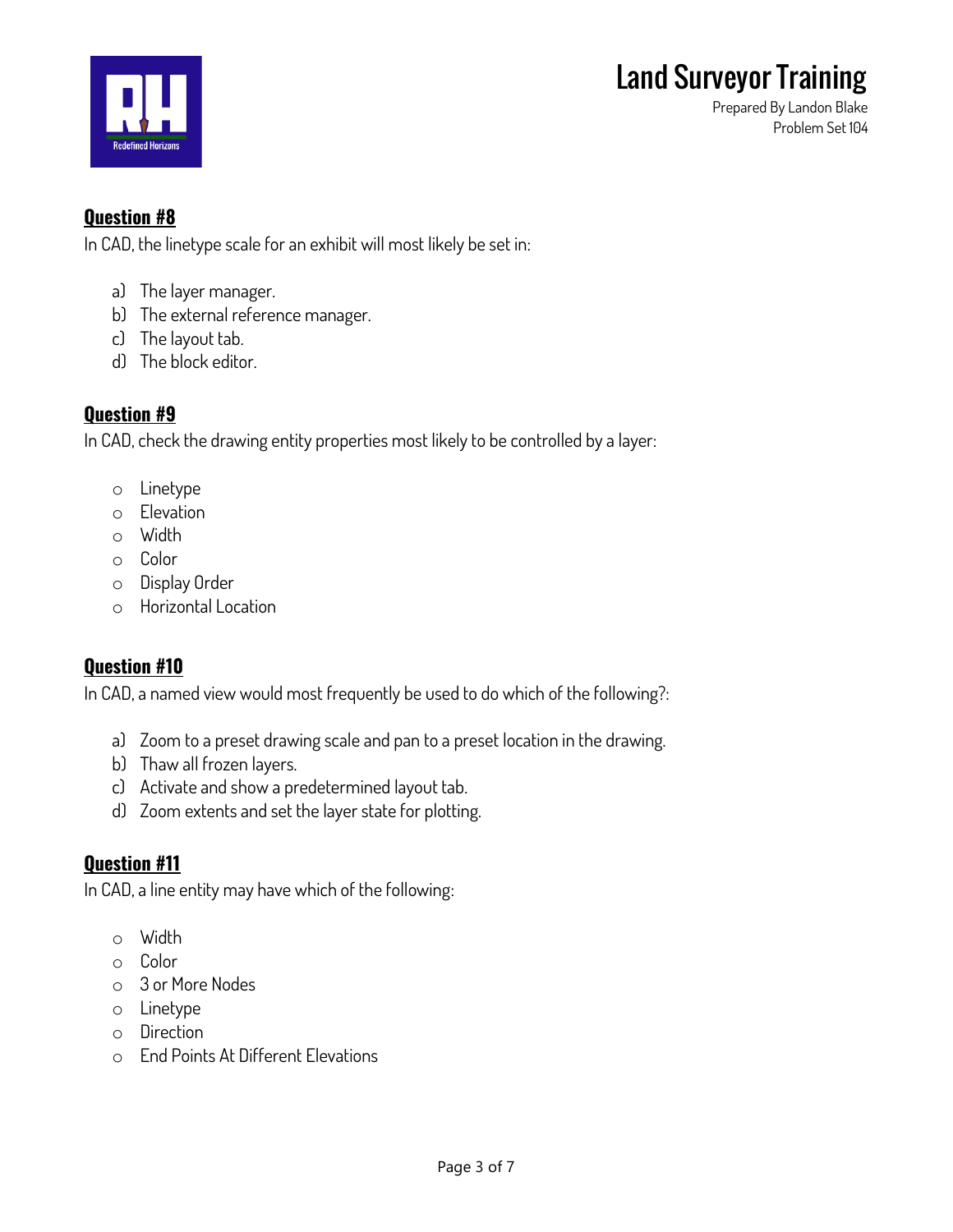## Question #8

In CAD, the linetype scale for an exhibit will most likely be set in:

a) The layer manager.
b) The external reference manager.
c) The layout tab.
d) The block editor.

## Question #9

In CAD, check the drawing entity properties most likely to be controlled by a layer:

- Linetype
- Elevation
- Width
- Color
- Display Order
- Horizontal Location

## Question #10

In CAD, a named view would most frequently be used to do which of the following?:

a) Zoom to a preset drawing scale and pan to a preset location in the drawing.
b) Thaw all frozen layers.
c) Activate and show a predetermined layout tab.
d) Zoom extents and set the layer state for plotting.

## Question #11

In CAD, a line entity may have which of the following:

- Width
- Color
- 3 or More Nodes
- Linetype
- Direction
- End Points At Different Elevations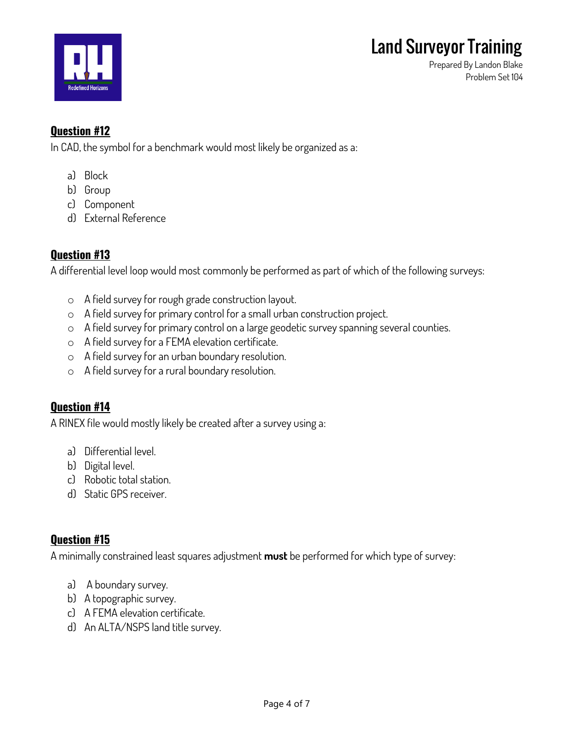## Question #12

In CAD, the symbol for a benchmark would most likely be organized as a:

a) Block
b) Group
c) Component
d) External Reference

## Question #13

A differential level loop would most commonly be performed as part of which of the following surveys:

- A field survey for rough grade construction layout.
- A field survey for primary control for a small urban construction project.
- A field survey for primary control on a large geodetic survey spanning several counties.
- A field survey for a FEMA elevation certificate.
- A field survey for an urban boundary resolution.
- A field survey for a rural boundary resolution.

## Question #14

A RINEX file would mostly likely be created after a survey using a:

a) Differential level.
b) Digital level.
c) Robotic total station.
d) Static GPS receiver.

## Question #15

A minimally constrained least squares adjustment **must** be performed for which type of survey:

a) A boundary survey.
b) A topographic survey.
c) A FEMA elevation certificate.
d) An ALTA/NSPS land title survey.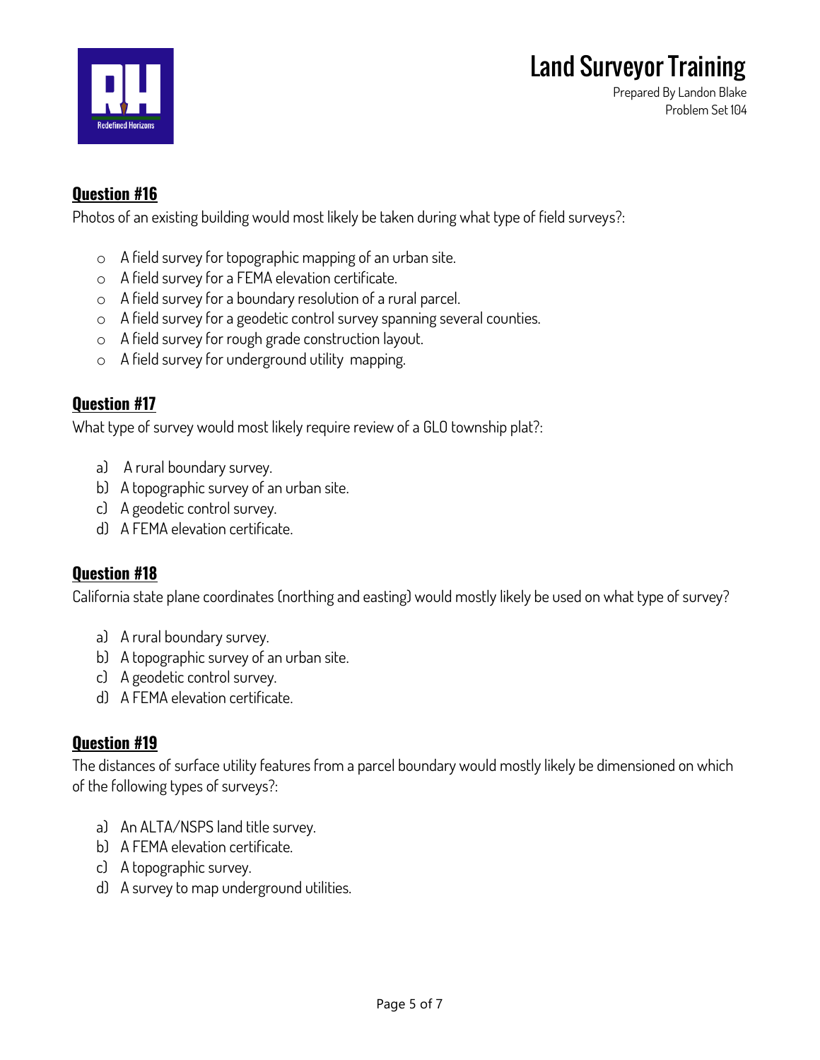## Question #16

Photos of an existing building would most likely be taken during what type of field surveys?:

- A field survey for topographic mapping of an urban site.
- A field survey for a FEMA elevation certificate.
- A field survey for a boundary resolution of a rural parcel.
- A field survey for a geodetic control survey spanning several counties.
- A field survey for rough grade construction layout.
- A field survey for underground utility mapping.

## Question #17

What type of survey would most likely require review of a GLO township plat?:

a) A rural boundary survey.
b) A topographic survey of an urban site.
c) A geodetic control survey.
d) A FEMA elevation certificate.

## Question #18

California state plane coordinates (northing and easting) would mostly likely be used on what type of survey?

a) A rural boundary survey.
b) A topographic survey of an urban site.
c) A geodetic control survey.
d) A FEMA elevation certificate.

## Question #19

The distances of surface utility features from a parcel boundary would mostly likely be dimensioned on which of the following types of surveys?:

a) An ALTA/NSPS land title survey.
b) A FEMA elevation certificate.
c) A topographic survey.
d) A survey to map underground utilities.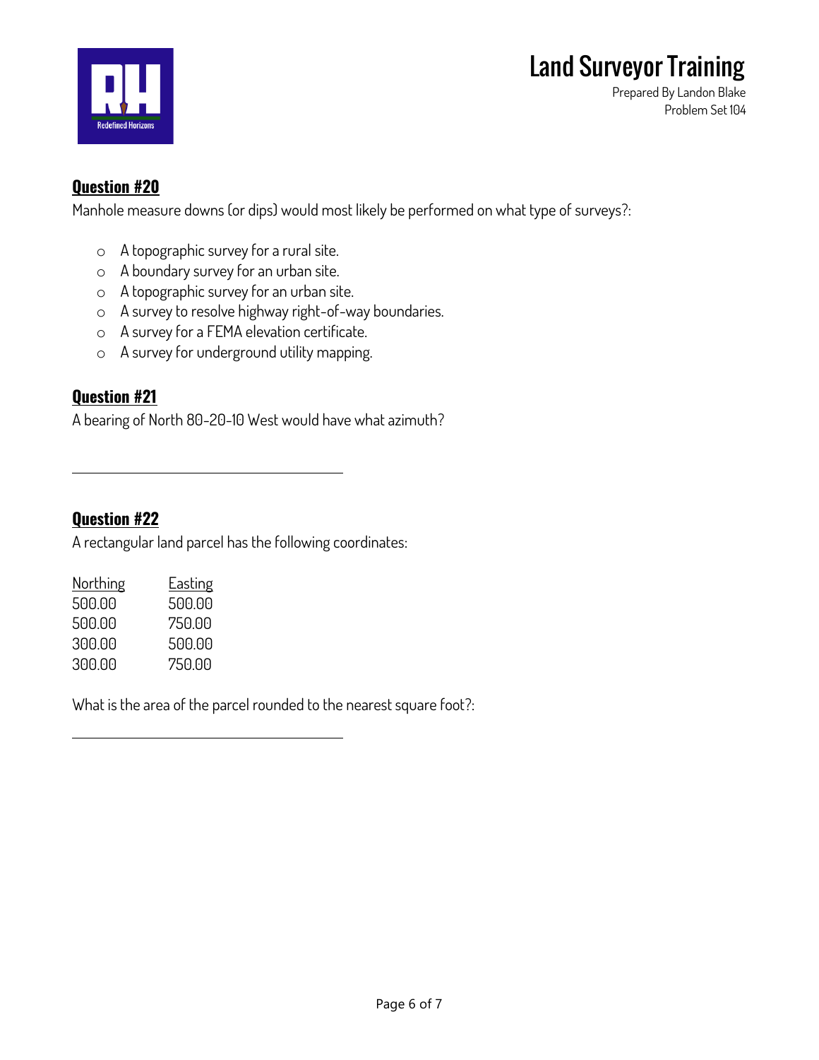## Question #20

Manhole measure downs (or dips) would most likely be performed on what type of surveys?:

- A topographic survey for a rural site.
- A boundary survey for an urban site.
- A topographic survey for an urban site.
- A survey to resolve highway right-of-way boundaries.
- A survey for a FEMA elevation certificate.
- A survey for underground utility mapping.

## Question #21

A bearing of North 80-20-10 West would have what azimuth?

\_\_\_\_\_\_\_\_\_\_\_\_\_\_\_\_\_\_\_\_\_\_\_\_\_\_\_\_\_\_\_\_

## Question #22

A rectangular land parcel has the following coordinates:

| Northing | Easting |
|---|---|
| 500.00 | 500.00 |
| 500.00 | 750.00 |
| 300.00 | 500.00 |
| 300.00 | 750.00 |

What is the area of the parcel rounded to the nearest square foot?:

\_\_\_\_\_\_\_\_\_\_\_\_\_\_\_\_\_\_\_\_\_\_\_\_\_\_\_\_\_\_\_\_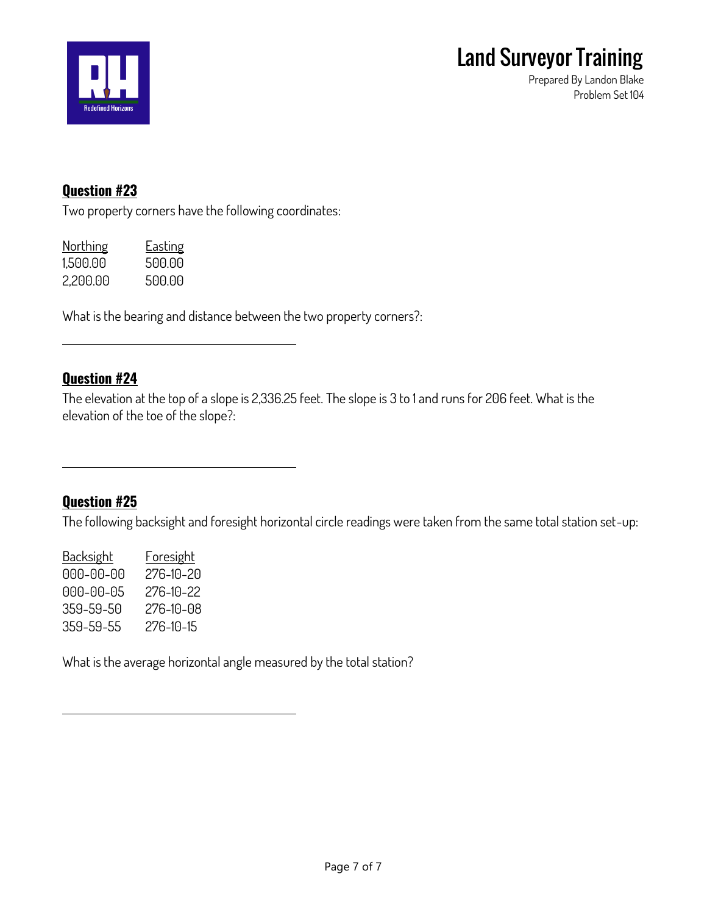## Question #23

Two property corners have the following coordinates:

| Northing | Easting |
|---|---|
| 1,500.00 | 500.00 |
| 2,200.00 | 500.00 |

What is the bearing and distance between the two property corners?:

______________________________

## Question #24

The elevation at the top of a slope is 2,336.25 feet. The slope is 3 to 1 and runs for 206 feet. What is the elevation of the toe of the slope?:

______________________________

## Question #25

The following backsight and foresight horizontal circle readings were taken from the same total station set-up:

| Backsight | Foresight |
|---|---|
| 000-00-00 | 276-10-20 |
| 000-00-05 | 276-10-22 |
| 359-59-50 | 276-10-08 |
| 359-59-55 | 276-10-15 |

What is the average horizontal angle measured by the total station?

______________________________